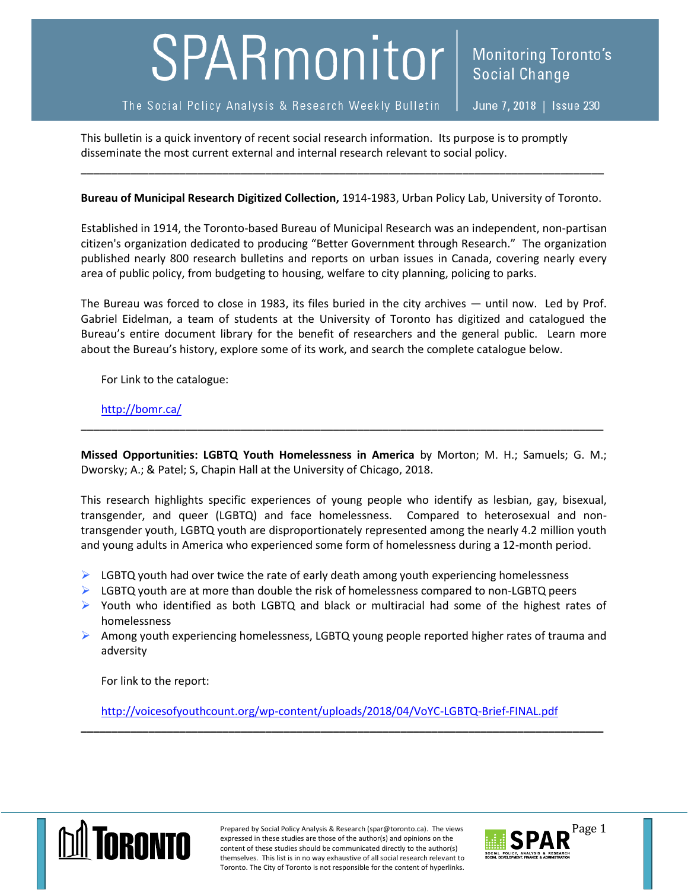# SPARmonitor

**Monitoring Toronto's Social Change**

The Social Policy Analysis & Research Weekly Bulletin | June 7, 2018 | Issue 230

This bulletin is a quick inventory of recent social research information. Its purpose is to promptly disseminate the most current external and internal research relevant to social policy.

---

**Bureau of Municipal Research Digitized Collection,** 1914-1983, Urban Policy Lab, University of Toronto.

Established in 1914, the Toronto-based Bureau of Municipal Research was an independent, non-partisan citizen's organization dedicated to producing "Better Government through Research." The organization published nearly 800 research bulletins and reports on urban issues in Canada, covering nearly every area of public policy, from budgeting to housing, welfare to city planning, policing to parks.

The Bureau was forced to close in 1983, its files buried in the city archives — until now. Led by Prof. Gabriel Eidelman, a team of students at the University of Toronto has digitized and catalogued the Bureau's entire document library for the benefit of researchers and the general public. Learn more about the Bureau's history, explore some of its work, and search the complete catalogue below.

For Link to the catalogue:

http://bomr.ca/

---

**Missed Opportunities: LGBTQ Youth Homelessness in America** by Morton; M. H.; Samuels; G. M.; Dworsky; A.; & Patel; S, Chapin Hall at the University of Chicago, 2018.

This research highlights specific experiences of young people who identify as lesbian, gay, bisexual, transgender, and queer (LGBTQ) and face homelessness. Compared to heterosexual and non-transgender youth, LGBTQ youth are disproportionately represented among the nearly 4.2 million youth and young adults in America who experienced some form of homelessness during a 12-month period.

- LGBTQ youth had over twice the rate of early death among youth experiencing homelessness
- LGBTQ youth are at more than double the risk of homelessness compared to non-LGBTQ peers
- Youth who identified as both LGBTQ and black or multiracial had some of the highest rates of homelessness
- Among youth experiencing homelessness, LGBTQ young people reported higher rates of trauma and adversity

For link to the report:

http://voicesofyouthcount.org/wp-content/uploads/2018/04/VoYC-LGBTQ-Brief-FINAL.pdf

---

Prepared by Social Policy Analysis & Research (spar@toronto.ca). The views expressed in these studies are those of the author(s) and opinions on the content of these studies should be communicated directly to the author(s) themselves. This list is in no way exhaustive of all social research relevant to Toronto. The City of Toronto is not responsible for the content of hyperlinks.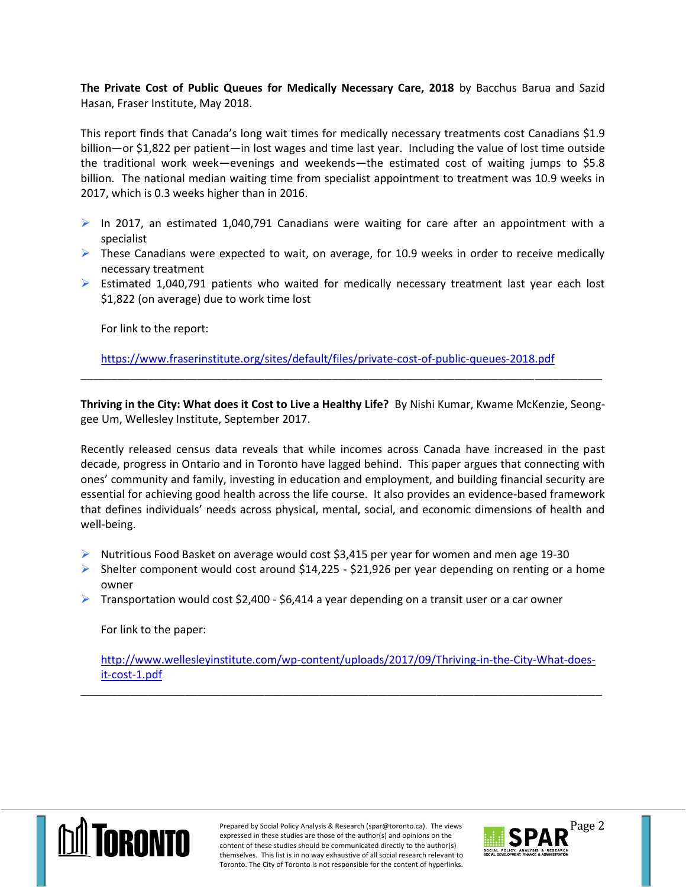**The Private Cost of Public Queues for Medically Necessary Care, 2018** by Bacchus Barua and Sazid Hasan, Fraser Institute, May 2018.

This report finds that Canada's long wait times for medically necessary treatments cost Canadians $1.9 billion—or $1,822 per patient—in lost wages and time last year. Including the value of lost time outside the traditional work week—evenings and weekends—the estimated cost of waiting jumps to $5.8 billion. The national median waiting time from specialist appointment to treatment was 10.9 weeks in 2017, which is 0.3 weeks higher than in 2016.

- In 2017, an estimated 1,040,791 Canadians were waiting for care after an appointment with a specialist
- These Canadians were expected to wait, on average, for 10.9 weeks in order to receive medically necessary treatment
- Estimated 1,040,791 patients who waited for medically necessary treatment last year each lost $1,822 (on average) due to work time lost

  For link to the report:

  https://www.fraserinstitute.org/sites/default/files/private-cost-of-public-queues-2018.pdf

---

**Thriving in the City: What does it Cost to Live a Healthy Life?** By Nishi Kumar, Kwame McKenzie, Seong-gee Um, Wellesley Institute, September 2017.

Recently released census data reveals that while incomes across Canada have increased in the past decade, progress in Ontario and in Toronto have lagged behind. This paper argues that connecting with ones' community and family, investing in education and employment, and building financial security are essential for achieving good health across the life course. It also provides an evidence-based framework that defines individuals' needs across physical, mental, social, and economic dimensions of health and well-being.

- Nutritious Food Basket on average would cost $3,415 per year for women and men age 19-30
- Shelter component would cost around $14,225 - $21,926 per year depending on renting or a home owner
- Transportation would cost $2,400 - $6,414 a year depending on a transit user or a car owner

  For link to the paper:

  http://www.wellesleyinstitute.com/wp-content/uploads/2017/09/Thriving-in-the-City-What-does-it-cost-1.pdf

---

Prepared by Social Policy Analysis & Research (spar@toronto.ca). The views expressed in these studies are those of the author(s) and opinions on the content of these studies should be communicated directly to the author(s) themselves. This list is in no way exhaustive of all social research relevant to Toronto. The City of Toronto is not responsible for the content of hyperlinks.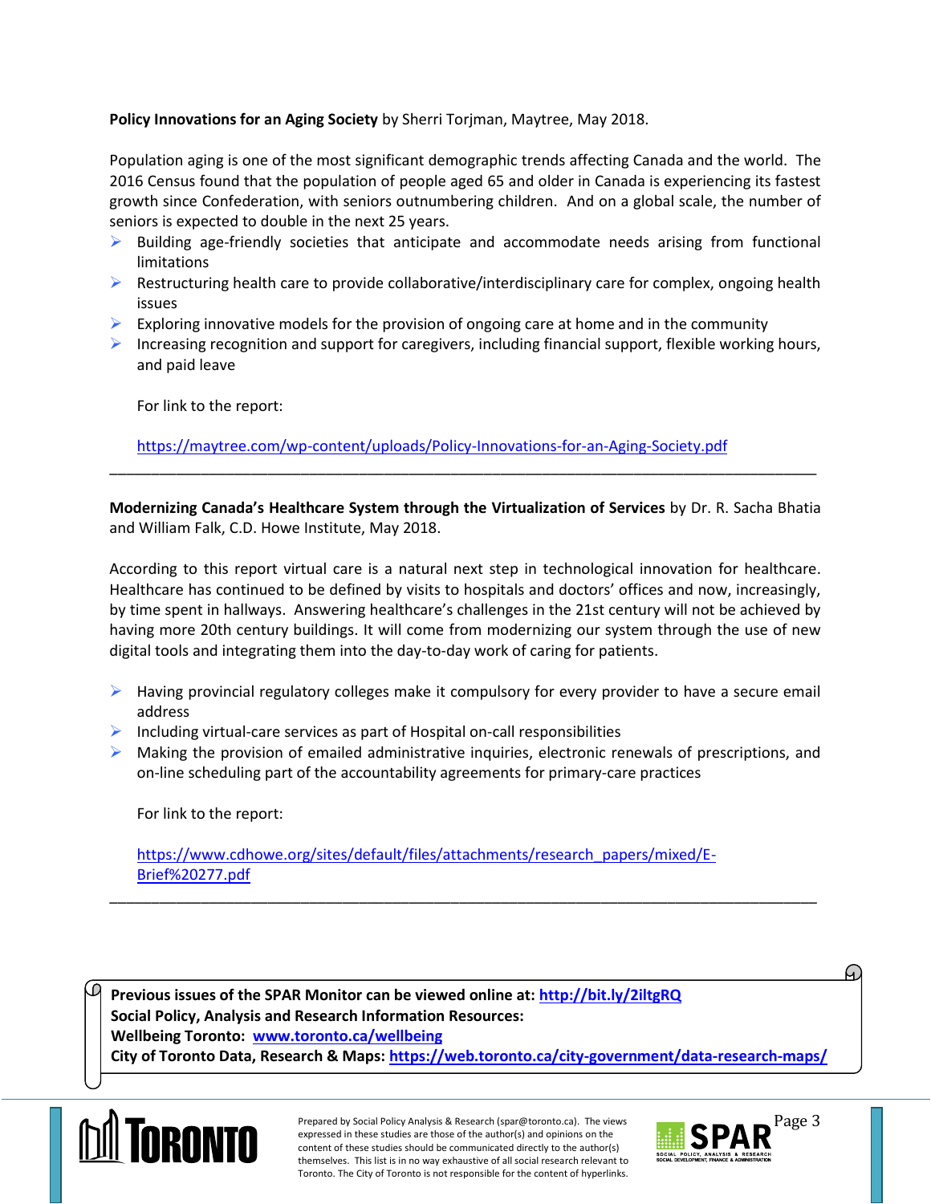**Policy Innovations for an Aging Society** by Sherri Torjman, Maytree, May 2018.

Population aging is one of the most significant demographic trends affecting Canada and the world. The 2016 Census found that the population of people aged 65 and older in Canada is experiencing its fastest growth since Confederation, with seniors outnumbering children. And on a global scale, the number of seniors is expected to double in the next 25 years.

- Building age-friendly societies that anticipate and accommodate needs arising from functional limitations
- Restructuring health care to provide collaborative/interdisciplinary care for complex, ongoing health issues
- Exploring innovative models for the provision of ongoing care at home and in the community
- Increasing recognition and support for caregivers, including financial support, flexible working hours, and paid leave

For link to the report:

https://maytree.com/wp-content/uploads/Policy-Innovations-for-an-Aging-Society.pdf

---

**Modernizing Canada's Healthcare System through the Virtualization of Services** by Dr. R. Sacha Bhatia and William Falk, C.D. Howe Institute, May 2018.

According to this report virtual care is a natural next step in technological innovation for healthcare. Healthcare has continued to be defined by visits to hospitals and doctors' offices and now, increasingly, by time spent in hallways. Answering healthcare's challenges in the 21st century will not be achieved by having more 20th century buildings. It will come from modernizing our system through the use of new digital tools and integrating them into the day-to-day work of caring for patients.

- Having provincial regulatory colleges make it compulsory for every provider to have a secure email address
- Including virtual-care services as part of Hospital on-call responsibilities
- Making the provision of emailed administrative inquiries, electronic renewals of prescriptions, and on-line scheduling part of the accountability agreements for primary-care practices

For link to the report:

https://www.cdhowe.org/sites/default/files/attachments/research_papers/mixed/E-Brief%20277.pdf

---

**Previous issues of the SPAR Monitor can be viewed online at: http://bit.ly/2iltgRQ**
**Social Policy, Analysis and Research Information Resources:**
**Wellbeing Toronto: www.toronto.ca/wellbeing**
**City of Toronto Data, Research & Maps: https://web.toronto.ca/city-government/data-research-maps/**

Prepared by Social Policy Analysis & Research (spar@toronto.ca). The views expressed in these studies are those of the author(s) and opinions on the content of these studies should be communicated directly to the author(s) themselves. This list is in no way exhaustive of all social research relevant to Toronto. The City of Toronto is not responsible for the content of hyperlinks.